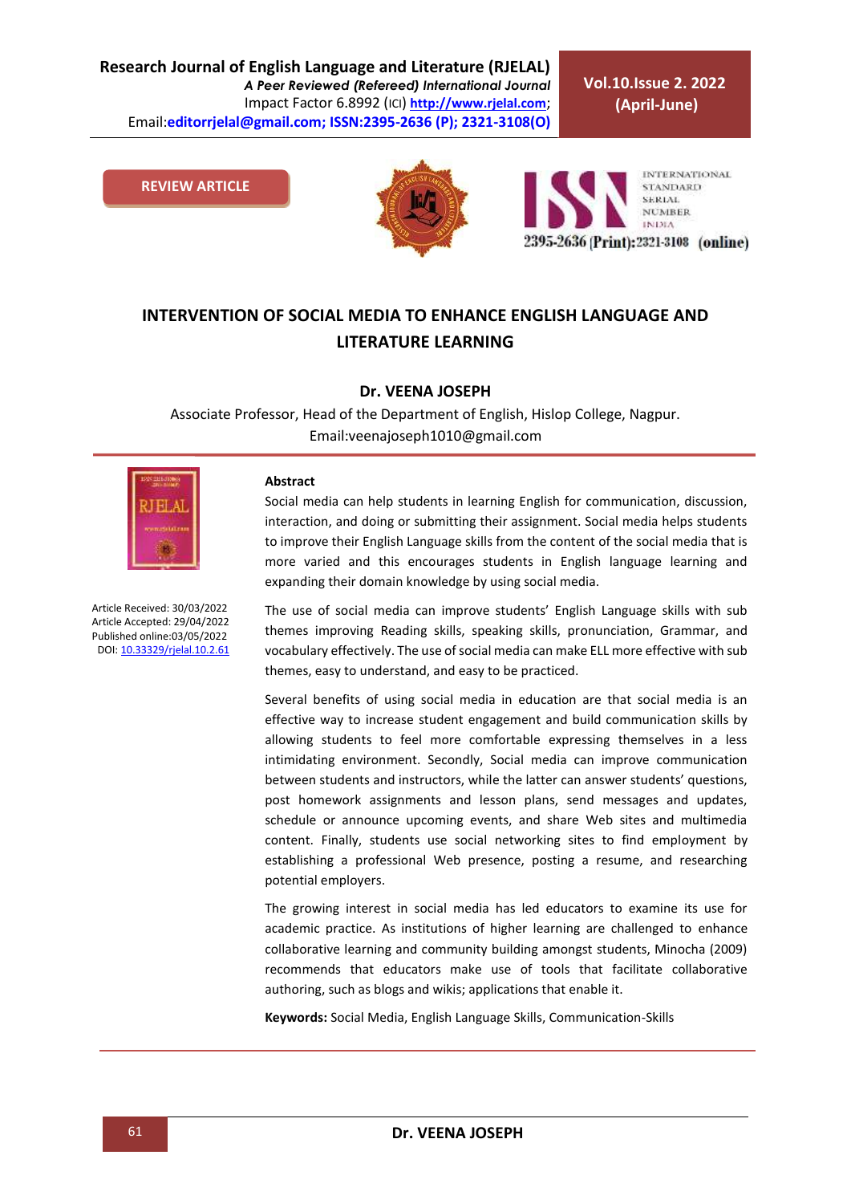REVIEW ARTICLE

# INTERVENTION OF SOCIAL MEDIA TO ENHANCE ENGLISH LANGUAGE AND LITERATURE LEARNING

**Dr. VEENA JOSEPH**

Associate Professor, Head of the Department of English, Hislop College, Nagpur.
Email:veenajoseph1010@gmail.com

Article Received: 30/03/2022
Article Accepted: 29/04/2022
Published online:03/05/2022
DOI: 10.33329/rjelal.10.2.61

**Abstract**

Social media can help students in learning English for communication, discussion, interaction, and doing or submitting their assignment. Social media helps students to improve their English Language skills from the content of the social media that is more varied and this encourages students in English language learning and expanding their domain knowledge by using social media.

The use of social media can improve students' English Language skills with sub themes improving Reading skills, speaking skills, pronunciation, Grammar, and vocabulary effectively. The use of social media can make ELL more effective with sub themes, easy to understand, and easy to be practiced.

Several benefits of using social media in education are that social media is an effective way to increase student engagement and build communication skills by allowing students to feel more comfortable expressing themselves in a less intimidating environment. Secondly, Social media can improve communication between students and instructors, while the latter can answer students' questions, post homework assignments and lesson plans, send messages and updates, schedule or announce upcoming events, and share Web sites and multimedia content. Finally, students use social networking sites to find employment by establishing a professional Web presence, posting a resume, and researching potential employers.

The growing interest in social media has led educators to examine its use for academic practice. As institutions of higher learning are challenged to enhance collaborative learning and community building amongst students, Minocha (2009) recommends that educators make use of tools that facilitate collaborative authoring, such as blogs and wikis; applications that enable it.

**Keywords:** Social Media, English Language Skills, Communication-Skills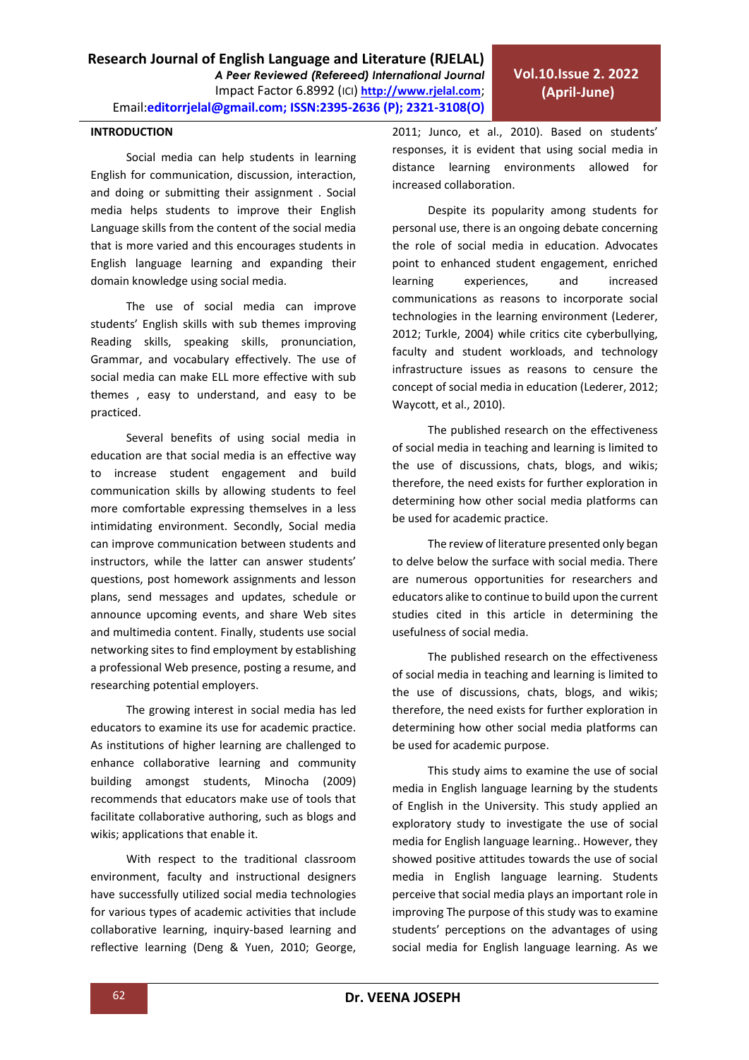## INTRODUCTION

Social media can help students in learning English for communication, discussion, interaction, and doing or submitting their assignment . Social media helps students to improve their English Language skills from the content of the social media that is more varied and this encourages students in English language learning and expanding their domain knowledge using social media.

The use of social media can improve students' English skills with sub themes improving Reading skills, speaking skills, pronunciation, Grammar, and vocabulary effectively. The use of social media can make ELL more effective with sub themes , easy to understand, and easy to be practiced.

Several benefits of using social media in education are that social media is an effective way to increase student engagement and build communication skills by allowing students to feel more comfortable expressing themselves in a less intimidating environment. Secondly, Social media can improve communication between students and instructors, while the latter can answer students' questions, post homework assignments and lesson plans, send messages and updates, schedule or announce upcoming events, and share Web sites and multimedia content. Finally, students use social networking sites to find employment by establishing a professional Web presence, posting a resume, and researching potential employers.

The growing interest in social media has led educators to examine its use for academic practice. As institutions of higher learning are challenged to enhance collaborative learning and community building amongst students, Minocha (2009) recommends that educators make use of tools that facilitate collaborative authoring, such as blogs and wikis; applications that enable it.

With respect to the traditional classroom environment, faculty and instructional designers have successfully utilized social media technologies for various types of academic activities that include collaborative learning, inquiry-based learning and reflective learning (Deng & Yuen, 2010; George, 2011; Junco, et al., 2010). Based on students' responses, it is evident that using social media in distance learning environments allowed for increased collaboration.

Despite its popularity among students for personal use, there is an ongoing debate concerning the role of social media in education. Advocates point to enhanced student engagement, enriched learning experiences, and increased communications as reasons to incorporate social technologies in the learning environment (Lederer, 2012; Turkle, 2004) while critics cite cyberbullying, faculty and student workloads, and technology infrastructure issues as reasons to censure the concept of social media in education (Lederer, 2012; Waycott, et al., 2010).

The published research on the effectiveness of social media in teaching and learning is limited to the use of discussions, chats, blogs, and wikis; therefore, the need exists for further exploration in determining how other social media platforms can be used for academic practice.

The review of literature presented only began to delve below the surface with social media. There are numerous opportunities for researchers and educators alike to continue to build upon the current studies cited in this article in determining the usefulness of social media.

The published research on the effectiveness of social media in teaching and learning is limited to the use of discussions, chats, blogs, and wikis; therefore, the need exists for further exploration in determining how other social media platforms can be used for academic purpose.

This study aims to examine the use of social media in English language learning by the students of English in the University. This study applied an exploratory study to investigate the use of social media for English language learning.. However, they showed positive attitudes towards the use of social media in English language learning. Students perceive that social media plays an important role in improving The purpose of this study was to examine students' perceptions on the advantages of using social media for English language learning. As we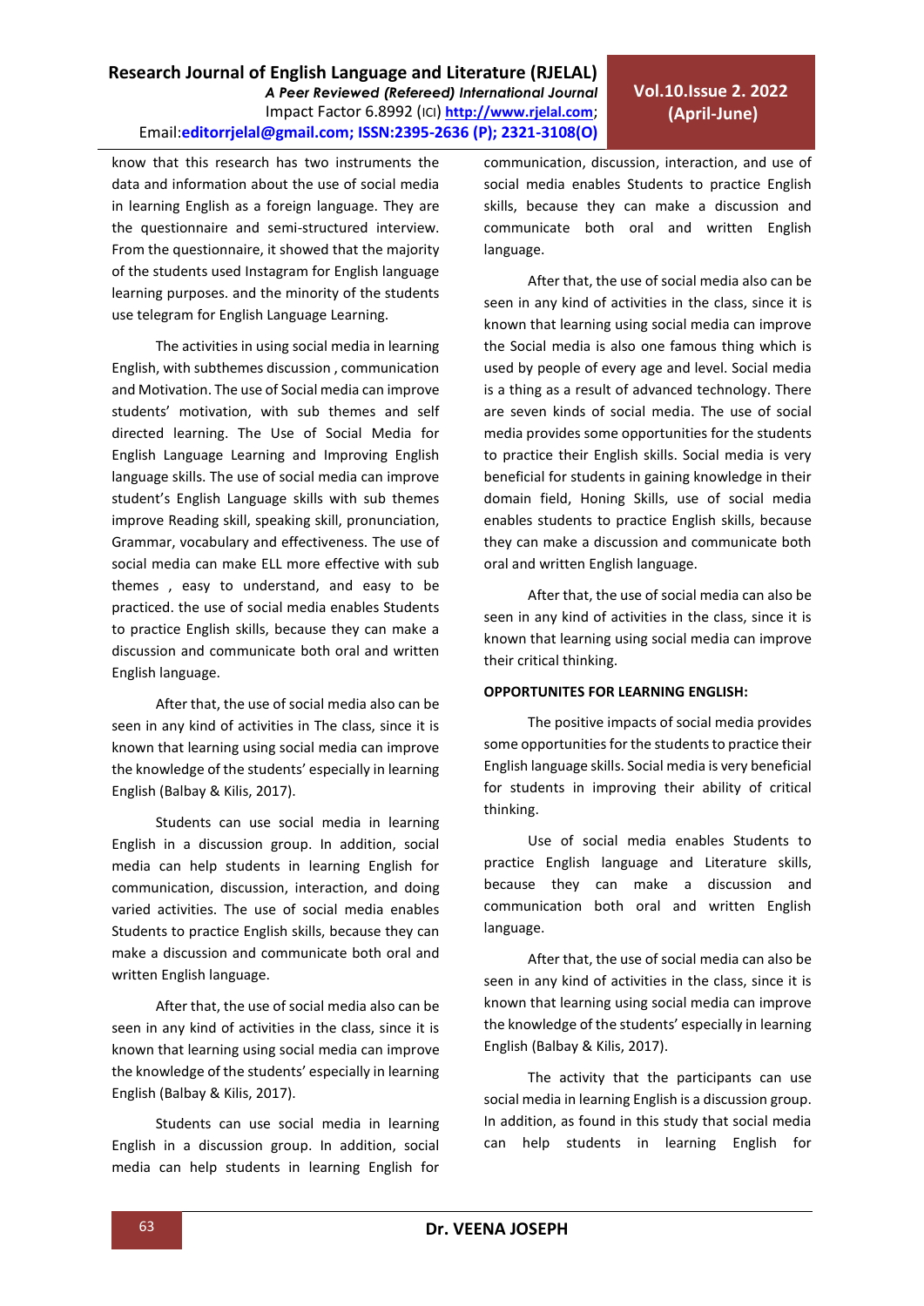know that this research has two instruments the data and information about the use of social media in learning English as a foreign language. They are the questionnaire and semi-structured interview. From the questionnaire, it showed that the majority of the students used Instagram for English language learning purposes. and the minority of the students use telegram for English Language Learning.

The activities in using social media in learning English, with subthemes discussion , communication and Motivation. The use of Social media can improve students' motivation, with sub themes and self directed learning. The Use of Social Media for English Language Learning and Improving English language skills. The use of social media can improve student's English Language skills with sub themes improve Reading skill, speaking skill, pronunciation, Grammar, vocabulary and effectiveness. The use of social media can make ELL more effective with sub themes , easy to understand, and easy to be practiced. the use of social media enables Students to practice English skills, because they can make a discussion and communicate both oral and written English language.

After that, the use of social media also can be seen in any kind of activities in The class, since it is known that learning using social media can improve the knowledge of the students' especially in learning English (Balbay & Kilis, 2017).

Students can use social media in learning English in a discussion group. In addition, social media can help students in learning English for communication, discussion, interaction, and doing varied activities. The use of social media enables Students to practice English skills, because they can make a discussion and communicate both oral and written English language.

After that, the use of social media also can be seen in any kind of activities in the class, since it is known that learning using social media can improve the knowledge of the students' especially in learning English (Balbay & Kilis, 2017).

Students can use social media in learning English in a discussion group. In addition, social media can help students in learning English for communication, discussion, interaction, and use of social media enables Students to practice English skills, because they can make a discussion and communicate both oral and written English language.

After that, the use of social media also can be seen in any kind of activities in the class, since it is known that learning using social media can improve the Social media is also one famous thing which is used by people of every age and level. Social media is a thing as a result of advanced technology. There are seven kinds of social media. The use of social media provides some opportunities for the students to practice their English skills. Social media is very beneficial for students in gaining knowledge in their domain field, Honing Skills, use of social media enables students to practice English skills, because they can make a discussion and communicate both oral and written English language.

After that, the use of social media can also be seen in any kind of activities in the class, since it is known that learning using social media can improve their critical thinking.

**OPPORTUNITES FOR LEARNING ENGLISH:**

The positive impacts of social media provides some opportunities for the students to practice their English language skills. Social media is very beneficial for students in improving their ability of critical thinking.

Use of social media enables Students to practice English language and Literature skills, because they can make a discussion and communication both oral and written English language.

After that, the use of social media can also be seen in any kind of activities in the class, since it is known that learning using social media can improve the knowledge of the students' especially in learning English (Balbay & Kilis, 2017).

The activity that the participants can use social media in learning English is a discussion group. In addition, as found in this study that social media can help students in learning English for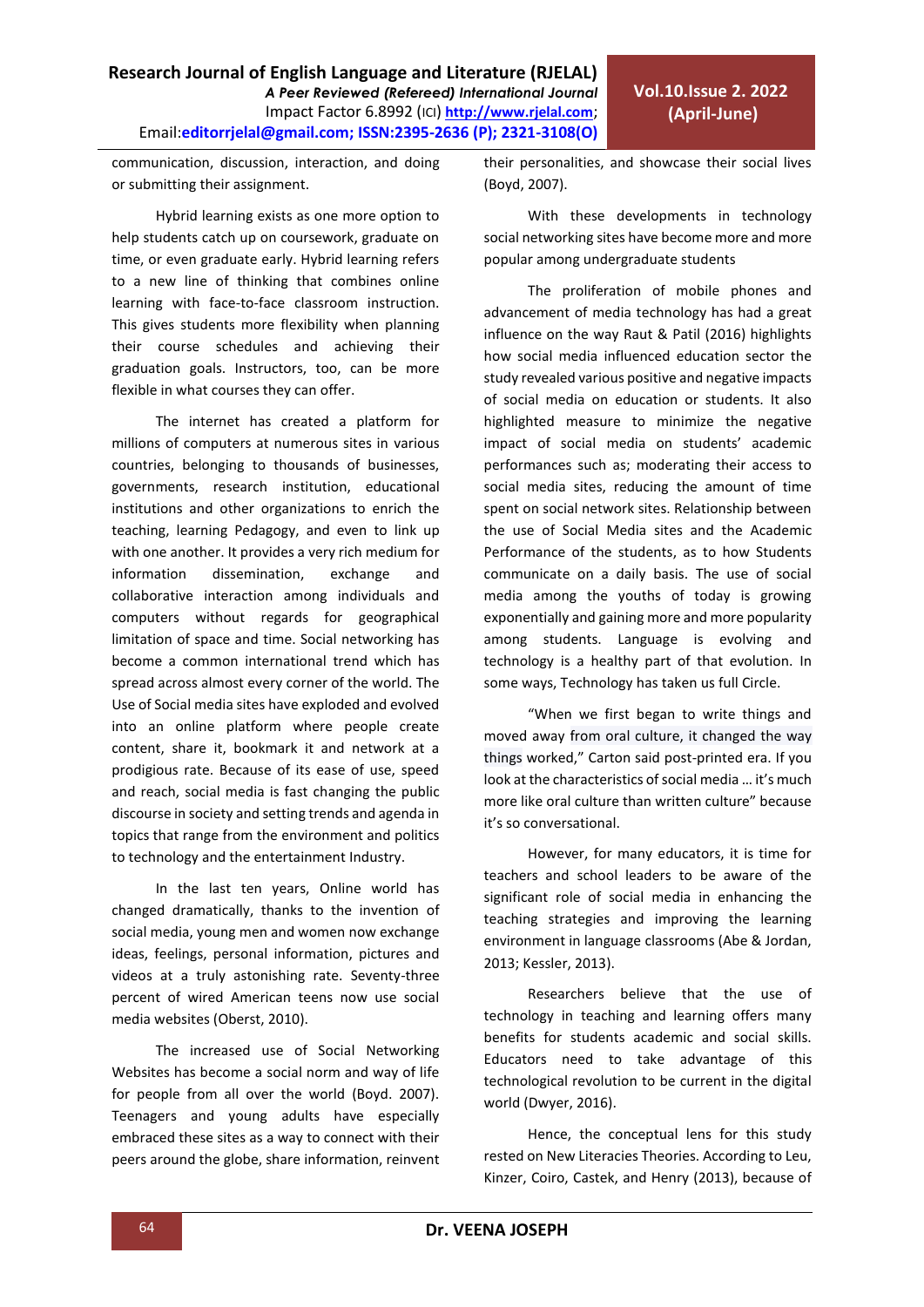communication, discussion, interaction, and doing or submitting their assignment.

Hybrid learning exists as one more option to help students catch up on coursework, graduate on time, or even graduate early. Hybrid learning refers to a new line of thinking that combines online learning with face-to-face classroom instruction. This gives students more flexibility when planning their course schedules and achieving their graduation goals. Instructors, too, can be more flexible in what courses they can offer.

The internet has created a platform for millions of computers at numerous sites in various countries, belonging to thousands of businesses, governments, research institution, educational institutions and other organizations to enrich the teaching, learning Pedagogy, and even to link up with one another. It provides a very rich medium for information dissemination, exchange and collaborative interaction among individuals and computers without regards for geographical limitation of space and time. Social networking has become a common international trend which has spread across almost every corner of the world. The Use of Social media sites have exploded and evolved into an online platform where people create content, share it, bookmark it and network at a prodigious rate. Because of its ease of use, speed and reach, social media is fast changing the public discourse in society and setting trends and agenda in topics that range from the environment and politics to technology and the entertainment Industry.

In the last ten years, Online world has changed dramatically, thanks to the invention of social media, young men and women now exchange ideas, feelings, personal information, pictures and videos at a truly astonishing rate. Seventy-three percent of wired American teens now use social media websites (Oberst, 2010).

The increased use of Social Networking Websites has become a social norm and way of life for people from all over the world (Boyd. 2007). Teenagers and young adults have especially embraced these sites as a way to connect with their peers around the globe, share information, reinvent their personalities, and showcase their social lives (Boyd, 2007).

With these developments in technology social networking sites have become more and more popular among undergraduate students

The proliferation of mobile phones and advancement of media technology has had a great influence on the way Raut & Patil (2016) highlights how social media influenced education sector the study revealed various positive and negative impacts of social media on education or students. It also highlighted measure to minimize the negative impact of social media on students' academic performances such as; moderating their access to social media sites, reducing the amount of time spent on social network sites. Relationship between the use of Social Media sites and the Academic Performance of the students, as to how Students communicate on a daily basis. The use of social media among the youths of today is growing exponentially and gaining more and more popularity among students. Language is evolving and technology is a healthy part of that evolution. In some ways, Technology has taken us full Circle.

"When we first began to write things and moved away from oral culture, it changed the way things worked," Carton said post-printed era. If you look at the characteristics of social media … it's much more like oral culture than written culture" because it's so conversational.

However, for many educators, it is time for teachers and school leaders to be aware of the significant role of social media in enhancing the teaching strategies and improving the learning environment in language classrooms (Abe & Jordan, 2013; Kessler, 2013).

Researchers believe that the use of technology in teaching and learning offers many benefits for students academic and social skills. Educators need to take advantage of this technological revolution to be current in the digital world (Dwyer, 2016).

Hence, the conceptual lens for this study rested on New Literacies Theories. According to Leu, Kinzer, Coiro, Castek, and Henry (2013), because of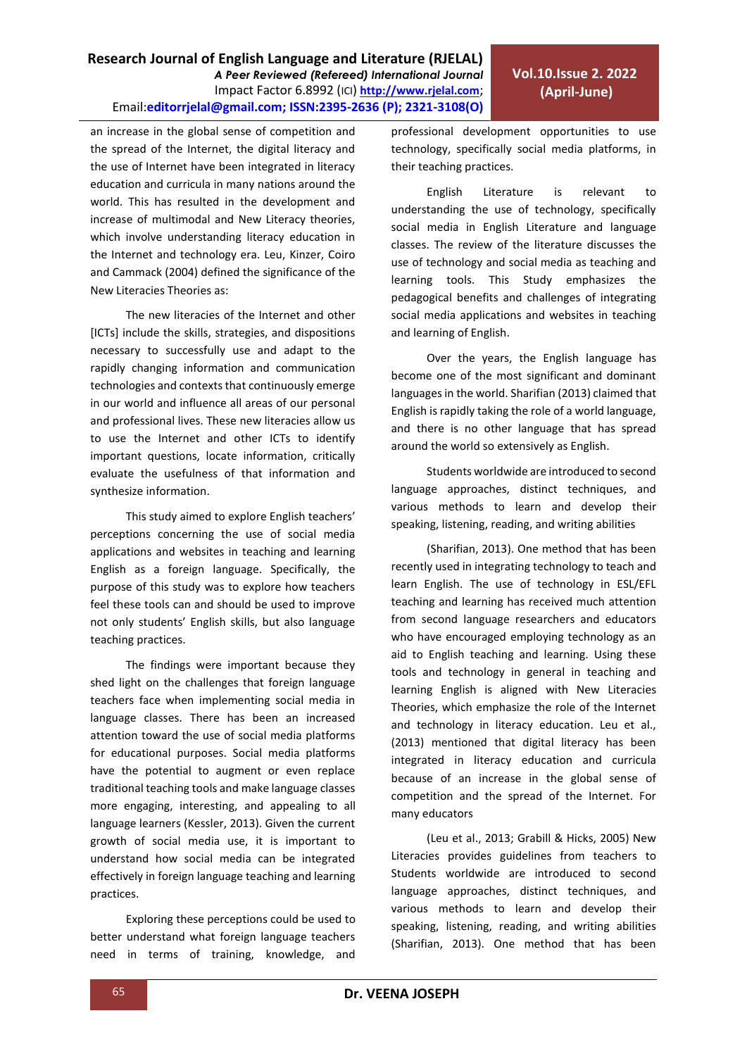an increase in the global sense of competition and the spread of the Internet, the digital literacy and the use of Internet have been integrated in literacy education and curricula in many nations around the world. This has resulted in the development and increase of multimodal and New Literacy theories, which involve understanding literacy education in the Internet and technology era. Leu, Kinzer, Coiro and Cammack (2004) defined the significance of the New Literacies Theories as:

The new literacies of the Internet and other [ICTs] include the skills, strategies, and dispositions necessary to successfully use and adapt to the rapidly changing information and communication technologies and contexts that continuously emerge in our world and influence all areas of our personal and professional lives. These new literacies allow us to use the Internet and other ICTs to identify important questions, locate information, critically evaluate the usefulness of that information and synthesize information.

This study aimed to explore English teachers' perceptions concerning the use of social media applications and websites in teaching and learning English as a foreign language. Specifically, the purpose of this study was to explore how teachers feel these tools can and should be used to improve not only students' English skills, but also language teaching practices.

The findings were important because they shed light on the challenges that foreign language teachers face when implementing social media in language classes. There has been an increased attention toward the use of social media platforms for educational purposes. Social media platforms have the potential to augment or even replace traditional teaching tools and make language classes more engaging, interesting, and appealing to all language learners (Kessler, 2013). Given the current growth of social media use, it is important to understand how social media can be integrated effectively in foreign language teaching and learning practices.

Exploring these perceptions could be used to better understand what foreign language teachers need in terms of training, knowledge, and professional development opportunities to use technology, specifically social media platforms, in their teaching practices.

English Literature is relevant to understanding the use of technology, specifically social media in English Literature and language classes. The review of the literature discusses the use of technology and social media as teaching and learning tools. This Study emphasizes the pedagogical benefits and challenges of integrating social media applications and websites in teaching and learning of English.

Over the years, the English language has become one of the most significant and dominant languages in the world. Sharifian (2013) claimed that English is rapidly taking the role of a world language, and there is no other language that has spread around the world so extensively as English.

Students worldwide are introduced to second language approaches, distinct techniques, and various methods to learn and develop their speaking, listening, reading, and writing abilities

(Sharifian, 2013). One method that has been recently used in integrating technology to teach and learn English. The use of technology in ESL/EFL teaching and learning has received much attention from second language researchers and educators who have encouraged employing technology as an aid to English teaching and learning. Using these tools and technology in general in teaching and learning English is aligned with New Literacies Theories, which emphasize the role of the Internet and technology in literacy education. Leu et al., (2013) mentioned that digital literacy has been integrated in literacy education and curricula because of an increase in the global sense of competition and the spread of the Internet. For many educators

(Leu et al., 2013; Grabill & Hicks, 2005) New Literacies provides guidelines from teachers to Students worldwide are introduced to second language approaches, distinct techniques, and various methods to learn and develop their speaking, listening, reading, and writing abilities (Sharifian, 2013). One method that has been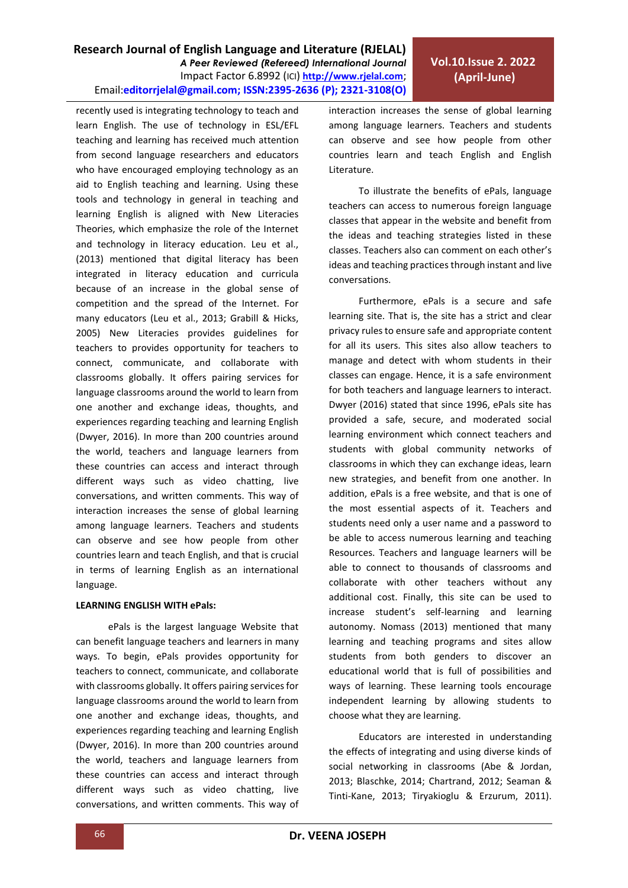recently used is integrating technology to teach and learn English. The use of technology in ESL/EFL teaching and learning has received much attention from second language researchers and educators who have encouraged employing technology as an aid to English teaching and learning. Using these tools and technology in general in teaching and learning English is aligned with New Literacies Theories, which emphasize the role of the Internet and technology in literacy education. Leu et al., (2013) mentioned that digital literacy has been integrated in literacy education and curricula because of an increase in the global sense of competition and the spread of the Internet. For many educators (Leu et al., 2013; Grabill & Hicks, 2005) New Literacies provides guidelines for teachers to provides opportunity for teachers to connect, communicate, and collaborate with classrooms globally. It offers pairing services for language classrooms around the world to learn from one another and exchange ideas, thoughts, and experiences regarding teaching and learning English (Dwyer, 2016). In more than 200 countries around the world, teachers and language learners from these countries can access and interact through different ways such as video chatting, live conversations, and written comments. This way of interaction increases the sense of global learning among language learners. Teachers and students can observe and see how people from other countries learn and teach English, and that is crucial in terms of learning English as an international language.

**LEARNING ENGLISH WITH ePals:**

ePals is the largest language Website that can benefit language teachers and learners in many ways. To begin, ePals provides opportunity for teachers to connect, communicate, and collaborate with classrooms globally. It offers pairing services for language classrooms around the world to learn from one another and exchange ideas, thoughts, and experiences regarding teaching and learning English (Dwyer, 2016). In more than 200 countries around the world, teachers and language learners from these countries can access and interact through different ways such as video chatting, live conversations, and written comments. This way of interaction increases the sense of global learning among language learners. Teachers and students can observe and see how people from other countries learn and teach English and English Literature.

To illustrate the benefits of ePals, language teachers can access to numerous foreign language classes that appear in the website and benefit from the ideas and teaching strategies listed in these classes. Teachers also can comment on each other's ideas and teaching practices through instant and live conversations.

Furthermore, ePals is a secure and safe learning site. That is, the site has a strict and clear privacy rules to ensure safe and appropriate content for all its users. This sites also allow teachers to manage and detect with whom students in their classes can engage. Hence, it is a safe environment for both teachers and language learners to interact. Dwyer (2016) stated that since 1996, ePals site has provided a safe, secure, and moderated social learning environment which connect teachers and students with global community networks of classrooms in which they can exchange ideas, learn new strategies, and benefit from one another. In addition, ePals is a free website, and that is one of the most essential aspects of it. Teachers and students need only a user name and a password to be able to access numerous learning and teaching Resources. Teachers and language learners will be able to connect to thousands of classrooms and collaborate with other teachers without any additional cost. Finally, this site can be used to increase student's self-learning and learning autonomy. Nomass (2013) mentioned that many learning and teaching programs and sites allow students from both genders to discover an educational world that is full of possibilities and ways of learning. These learning tools encourage independent learning by allowing students to choose what they are learning.

Educators are interested in understanding the effects of integrating and using diverse kinds of social networking in classrooms (Abe & Jordan, 2013; Blaschke, 2014; Chartrand, 2012; Seaman & Tinti-Kane, 2013; Tiryakioglu & Erzurum, 2011).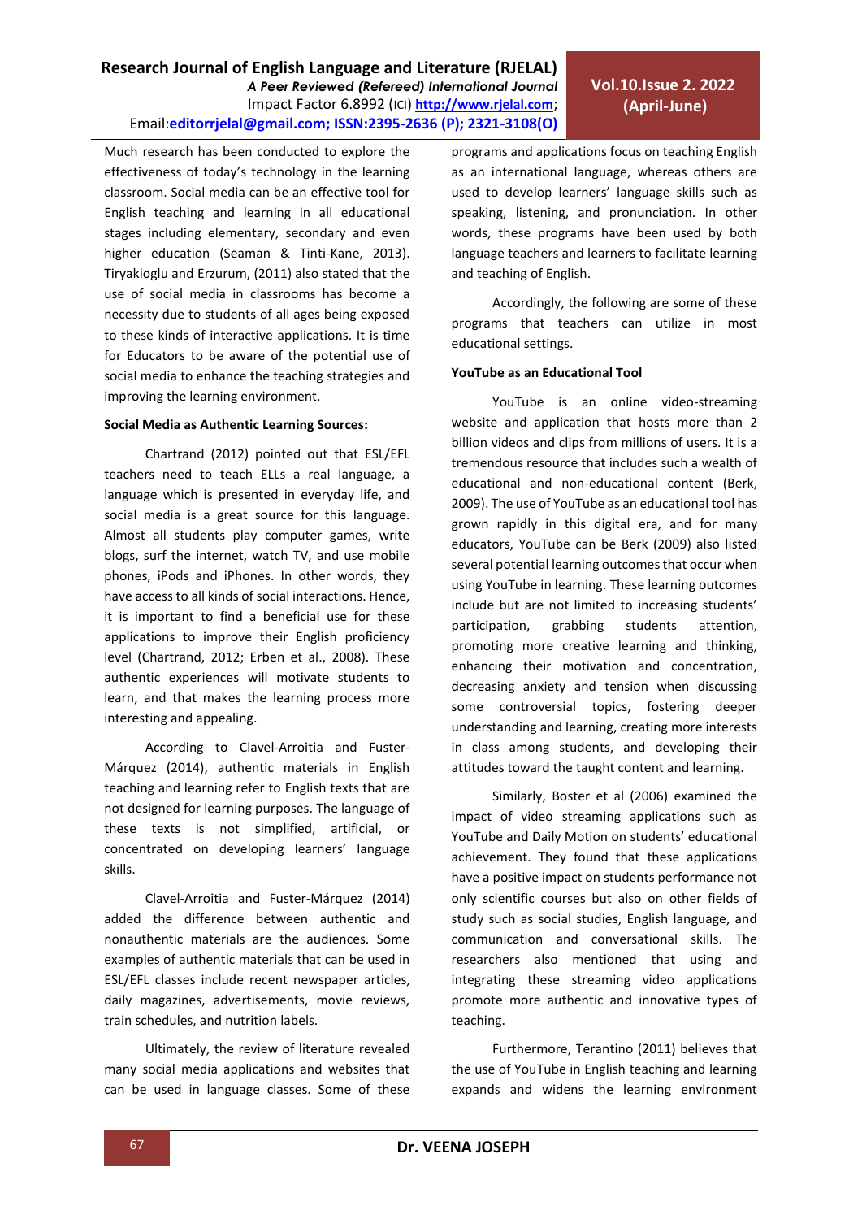Much research has been conducted to explore the effectiveness of today's technology in the learning classroom. Social media can be an effective tool for English teaching and learning in all educational stages including elementary, secondary and even higher education (Seaman & Tinti-Kane, 2013). Tiryakioglu and Erzurum, (2011) also stated that the use of social media in classrooms has become a necessity due to students of all ages being exposed to these kinds of interactive applications. It is time for Educators to be aware of the potential use of social media to enhance the teaching strategies and improving the learning environment.

**Social Media as Authentic Learning Sources:**

Chartrand (2012) pointed out that ESL/EFL teachers need to teach ELLs a real language, a language which is presented in everyday life, and social media is a great source for this language. Almost all students play computer games, write blogs, surf the internet, watch TV, and use mobile phones, iPods and iPhones. In other words, they have access to all kinds of social interactions. Hence, it is important to find a beneficial use for these applications to improve their English proficiency level (Chartrand, 2012; Erben et al., 2008). These authentic experiences will motivate students to learn, and that makes the learning process more interesting and appealing.

According to Clavel-Arroitia and Fuster-Márquez (2014), authentic materials in English teaching and learning refer to English texts that are not designed for learning purposes. The language of these texts is not simplified, artificial, or concentrated on developing learners' language skills.

Clavel-Arroitia and Fuster-Márquez (2014) added the difference between authentic and nonauthentic materials are the audiences. Some examples of authentic materials that can be used in ESL/EFL classes include recent newspaper articles, daily magazines, advertisements, movie reviews, train schedules, and nutrition labels.

Ultimately, the review of literature revealed many social media applications and websites that can be used in language classes. Some of these programs and applications focus on teaching English as an international language, whereas others are used to develop learners' language skills such as speaking, listening, and pronunciation. In other words, these programs have been used by both language teachers and learners to facilitate learning and teaching of English.

Accordingly, the following are some of these programs that teachers can utilize in most educational settings.

**YouTube as an Educational Tool**

YouTube is an online video-streaming website and application that hosts more than 2 billion videos and clips from millions of users. It is a tremendous resource that includes such a wealth of educational and non-educational content (Berk, 2009). The use of YouTube as an educational tool has grown rapidly in this digital era, and for many educators, YouTube can be Berk (2009) also listed several potential learning outcomes that occur when using YouTube in learning. These learning outcomes include but are not limited to increasing students' participation, grabbing students attention, promoting more creative learning and thinking, enhancing their motivation and concentration, decreasing anxiety and tension when discussing some controversial topics, fostering deeper understanding and learning, creating more interests in class among students, and developing their attitudes toward the taught content and learning.

Similarly, Boster et al (2006) examined the impact of video streaming applications such as YouTube and Daily Motion on students' educational achievement. They found that these applications have a positive impact on students performance not only scientific courses but also on other fields of study such as social studies, English language, and communication and conversational skills. The researchers also mentioned that using and integrating these streaming video applications promote more authentic and innovative types of teaching.

Furthermore, Terantino (2011) believes that the use of YouTube in English teaching and learning expands and widens the learning environment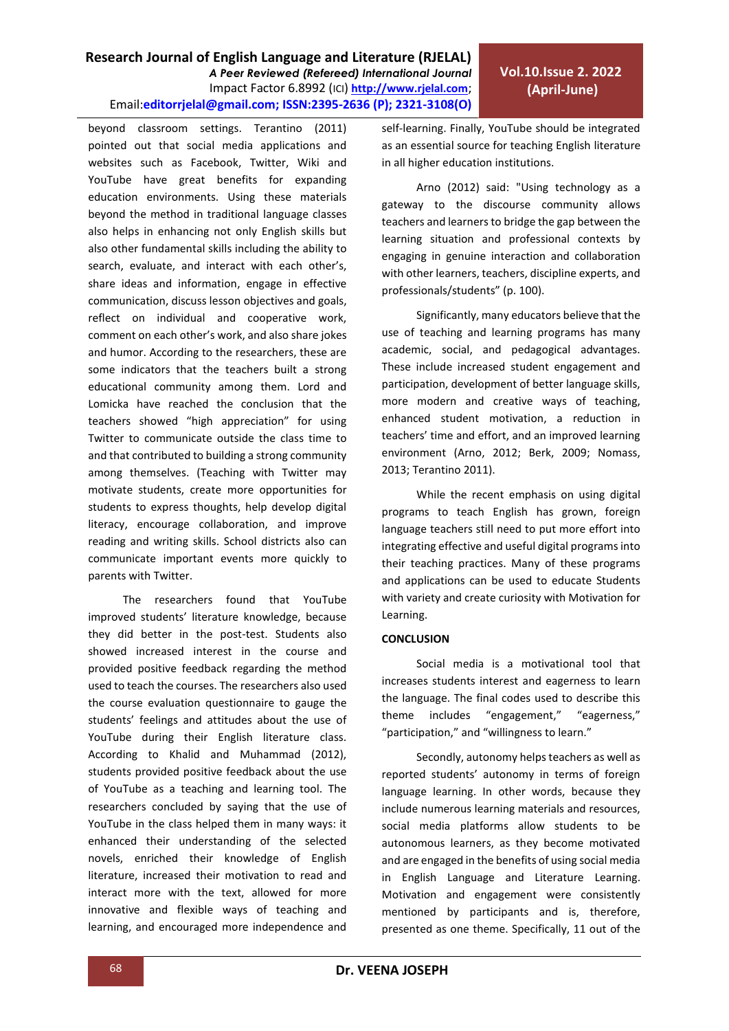beyond classroom settings. Terantino (2011) pointed out that social media applications and websites such as Facebook, Twitter, Wiki and YouTube have great benefits for expanding education environments. Using these materials beyond the method in traditional language classes also helps in enhancing not only English skills but also other fundamental skills including the ability to search, evaluate, and interact with each other's, share ideas and information, engage in effective communication, discuss lesson objectives and goals, reflect on individual and cooperative work, comment on each other's work, and also share jokes and humor. According to the researchers, these are some indicators that the teachers built a strong educational community among them. Lord and Lomicka have reached the conclusion that the teachers showed "high appreciation" for using Twitter to communicate outside the class time to and that contributed to building a strong community among themselves. (Teaching with Twitter may motivate students, create more opportunities for students to express thoughts, help develop digital literacy, encourage collaboration, and improve reading and writing skills. School districts also can communicate important events more quickly to parents with Twitter.

The researchers found that YouTube improved students' literature knowledge, because they did better in the post-test. Students also showed increased interest in the course and provided positive feedback regarding the method used to teach the courses. The researchers also used the course evaluation questionnaire to gauge the students' feelings and attitudes about the use of YouTube during their English literature class. According to Khalid and Muhammad (2012), students provided positive feedback about the use of YouTube as a teaching and learning tool. The researchers concluded by saying that the use of YouTube in the class helped them in many ways: it enhanced their understanding of the selected novels, enriched their knowledge of English literature, increased their motivation to read and interact more with the text, allowed for more innovative and flexible ways of teaching and learning, and encouraged more independence and self-learning. Finally, YouTube should be integrated as an essential source for teaching English literature in all higher education institutions.

Arno (2012) said: "Using technology as a gateway to the discourse community allows teachers and learners to bridge the gap between the learning situation and professional contexts by engaging in genuine interaction and collaboration with other learners, teachers, discipline experts, and professionals/students" (p. 100).

Significantly, many educators believe that the use of teaching and learning programs has many academic, social, and pedagogical advantages. These include increased student engagement and participation, development of better language skills, more modern and creative ways of teaching, enhanced student motivation, a reduction in teachers' time and effort, and an improved learning environment (Arno, 2012; Berk, 2009; Nomass, 2013; Terantino 2011).

While the recent emphasis on using digital programs to teach English has grown, foreign language teachers still need to put more effort into integrating effective and useful digital programs into their teaching practices. Many of these programs and applications can be used to educate Students with variety and create curiosity with Motivation for Learning.

**CONCLUSION**

Social media is a motivational tool that increases students interest and eagerness to learn the language. The final codes used to describe this theme includes "engagement," "eagerness," "participation," and "willingness to learn."

Secondly, autonomy helps teachers as well as reported students' autonomy in terms of foreign language learning. In other words, because they include numerous learning materials and resources, social media platforms allow students to be autonomous learners, as they become motivated and are engaged in the benefits of using social media in English Language and Literature Learning. Motivation and engagement were consistently mentioned by participants and is, therefore, presented as one theme. Specifically, 11 out of the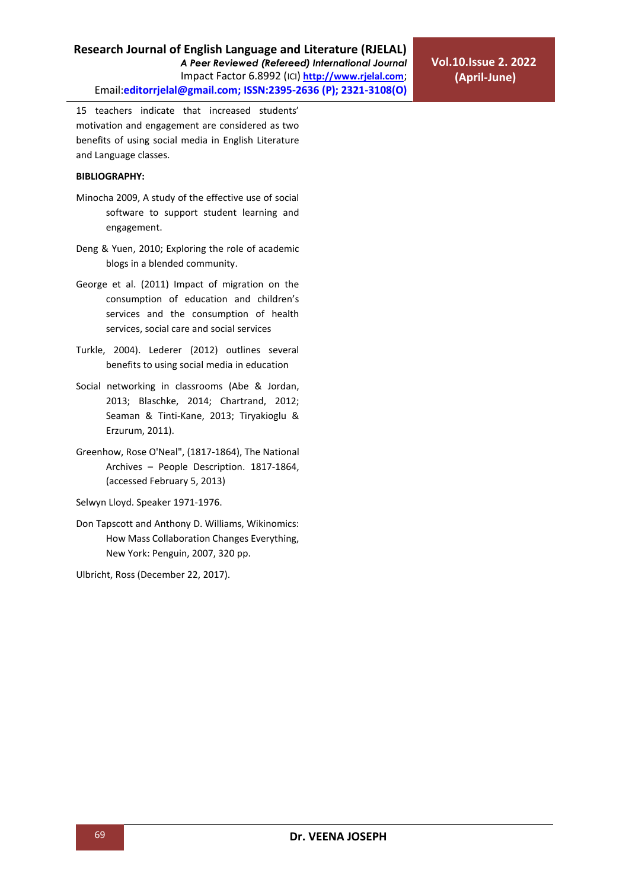15 teachers indicate that increased students' motivation and engagement are considered as two benefits of using social media in English Literature and Language classes.

**BIBLIOGRAPHY:**

Minocha 2009, A study of the effective use of social software to support student learning and engagement.

Deng & Yuen, 2010; Exploring the role of academic blogs in a blended community.

George et al. (2011) Impact of migration on the consumption of education and children's services and the consumption of health services, social care and social services

Turkle, 2004). Lederer (2012) outlines several benefits to using social media in education

Social networking in classrooms (Abe & Jordan, 2013; Blaschke, 2014; Chartrand, 2012; Seaman & Tinti-Kane, 2013; Tiryakioglu & Erzurum, 2011).

Greenhow, Rose O'Neal", (1817-1864), The National Archives – People Description. 1817-1864, (accessed February 5, 2013)

Selwyn Lloyd. Speaker 1971-1976.

Don Tapscott and Anthony D. Williams, Wikinomics: How Mass Collaboration Changes Everything, New York: Penguin, 2007, 320 pp.

Ulbricht, Ross (December 22, 2017).